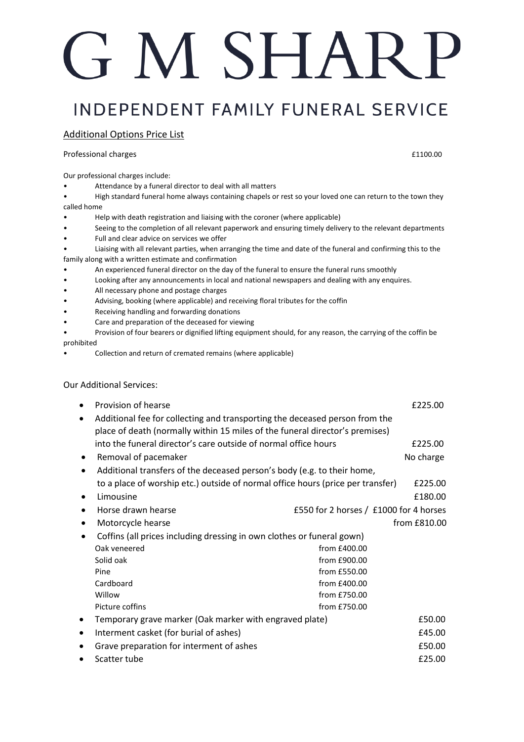# G M SHARP

## INDEPENDENT FAMILY FUNERAL SERVICE

### Additional Options Price List

Professional charges £1100.00

Our professional charges include:

- Attendance by a funeral director to deal with all matters
- High standard funeral home always containing chapels or rest so your loved one can return to the town they called home
- Help with death registration and liaising with the coroner (where applicable)
- Seeing to the completion of all relevant paperwork and ensuring timely delivery to the relevant departments
- Full and clear advice on services we offer
- Liaising with all relevant parties, when arranging the time and date of the funeral and confirming this to the family along with a written estimate and confirmation
- An experienced funeral director on the day of the funeral to ensure the funeral runs smoothly
- Looking after any announcements in local and national newspapers and dealing with any enquires.
- All necessary phone and postage charges
- Advising, booking (where applicable) and receiving floral tributes for the coffin
- Receiving handling and forwarding donations
- Care and preparation of the deceased for viewing
- Provision of four bearers or dignified lifting equipment should, for any reason, the carrying of the coffin be prohibited
- Collection and return of cremated remains (where applicable)

Our Additional Services:

- Provision of hearse £225.00
- Additional fee for collecting and transporting the deceased person from the place of death (normally within 15 miles of the funeral director's premises) into the funeral director's care outside of normal office hours £225.00
- Removal of pacemaker No charge
- Additional transfers of the deceased person's body (e.g. to their home, to a place of worship etc.) outside of normal office hours (price per transfer) £225.00
- Limousine £180.00
- Horse drawn hearse £550 for 2 horses / £1000 for 4 horses
- Motorcycle hearse from £810.00
- Coffins (all prices including dressing in own clothes or funeral gown)

| Coffin | Price |
|---|---|
| Oak veneered | from £400.00 |
| Solid oak | from £900.00 |
| Pine | from £550.00 |
| Cardboard | from £400.00 |
| Willow | from £750.00 |
| Picture coffins | from £750.00 |

- Temporary grave marker (Oak marker with engraved plate) £50.00
- Interment casket (for burial of ashes) £45.00
- Grave preparation for interment of ashes £50.00
- Scatter tube £25.00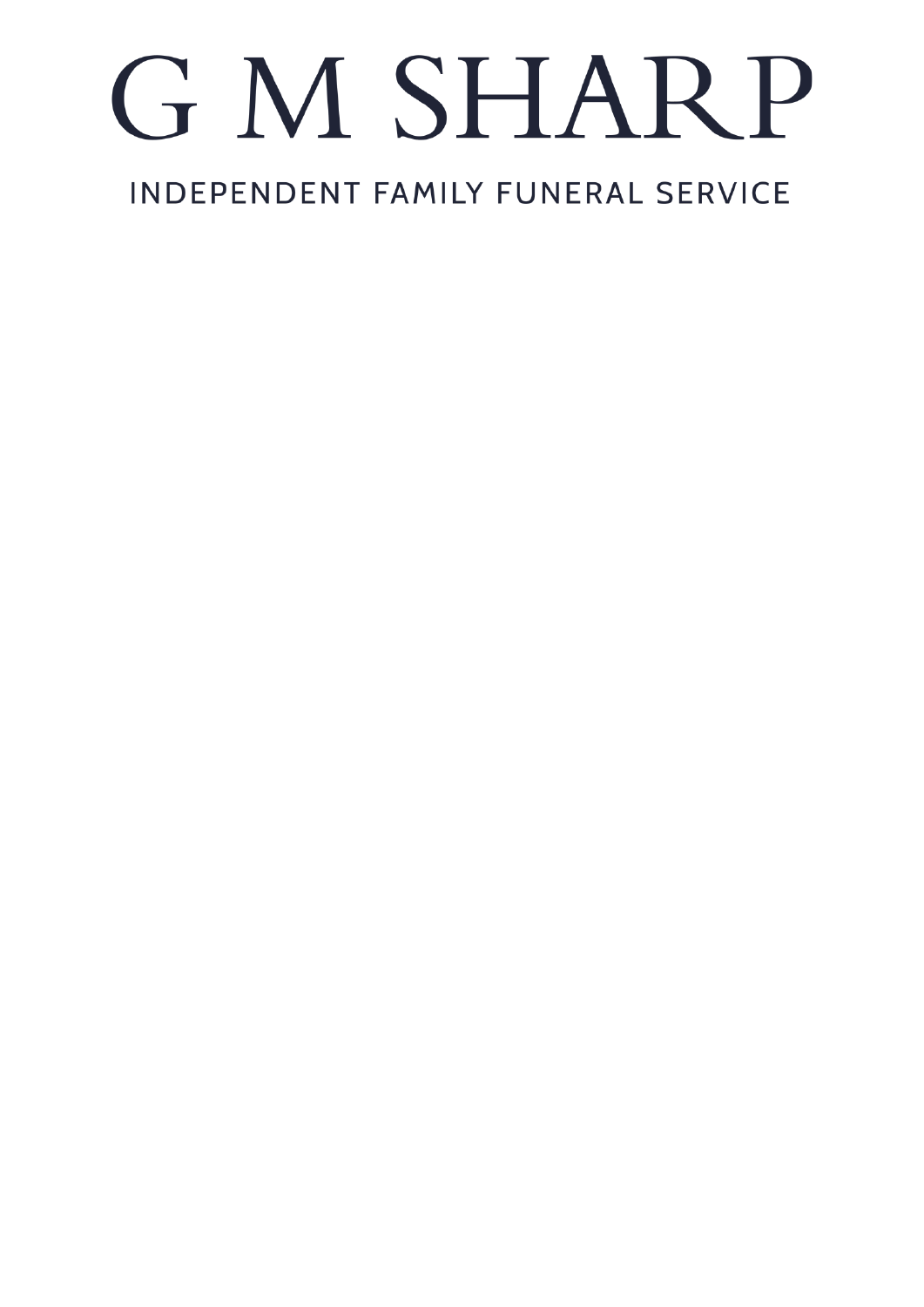# G M SHARP

INDEPENDENT FAMILY FUNERAL SERVICE